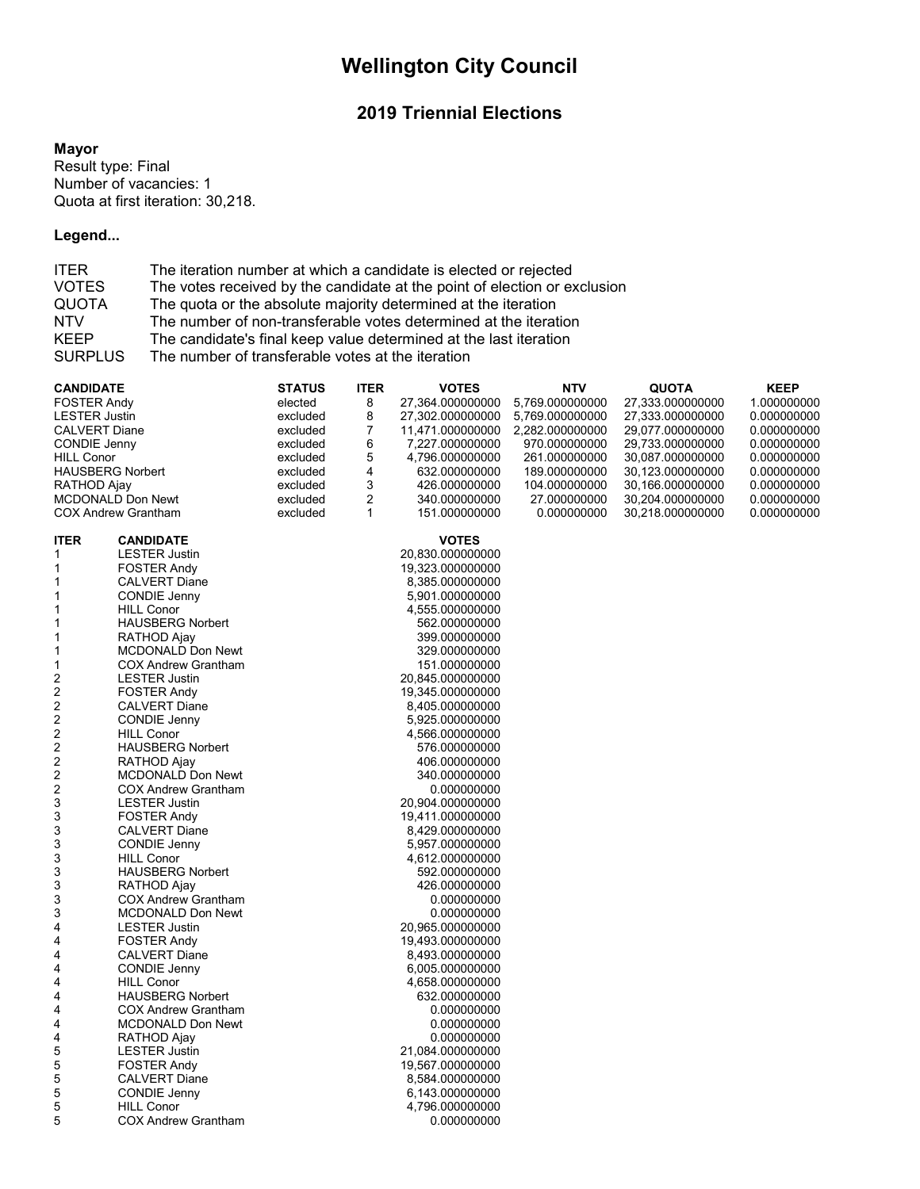# Wellington City Council

## 2019 Triennial Elections

**Mayor**
Result type: Final
Number of vacancies: 1
Quota at first iteration: 30,218.

**Legend...**

| | |
|---|---|
| ITER | The iteration number at which a candidate is elected or rejected |
| VOTES | The votes received by the candidate at the point of election or exclusion |
| QUOTA | The quota or the absolute majority determined at the iteration |
| NTV | The number of non-transferable votes determined at the iteration |
| KEEP | The candidate's final keep value determined at the last iteration |
| SURPLUS | The number of transferable votes at the iteration |

| CANDIDATE | STATUS | ITER | VOTES | NTV | QUOTA | KEEP |
|---|---|---|---|---|---|---|
| FOSTER Andy | elected | 8 | 27,364.000000000 | 5,769.000000000 | 27,333.000000000 | 1.000000000 |
| LESTER Justin | excluded | 8 | 27,302.000000000 | 5,769.000000000 | 27,333.000000000 | 0.000000000 |
| CALVERT Diane | excluded | 7 | 11,471.000000000 | 2,282.000000000 | 29,077.000000000 | 0.000000000 |
| CONDIE Jenny | excluded | 6 | 7,227.000000000 | 970.000000000 | 29,733.000000000 | 0.000000000 |
| HILL Conor | excluded | 5 | 4,796.000000000 | 261.000000000 | 30,087.000000000 | 0.000000000 |
| HAUSBERG Norbert | excluded | 4 | 632.000000000 | 189.000000000 | 30,123.000000000 | 0.000000000 |
| RATHOD Ajay | excluded | 3 | 426.000000000 | 104.000000000 | 30,166.000000000 | 0.000000000 |
| MCDONALD Don Newt | excluded | 2 | 340.000000000 | 27.000000000 | 30,204.000000000 | 0.000000000 |
| COX Andrew Grantham | excluded | 1 | 151.000000000 | 0.000000000 | 30,218.000000000 | 0.000000000 |

| ITER | CANDIDATE | VOTES |
|---|---|---|
| 1 | LESTER Justin | 20,830.000000000 |
| 1 | FOSTER Andy | 19,323.000000000 |
| 1 | CALVERT Diane | 8,385.000000000 |
| 1 | CONDIE Jenny | 5,901.000000000 |
| 1 | HILL Conor | 4,555.000000000 |
| 1 | HAUSBERG Norbert | 562.000000000 |
| 1 | RATHOD Ajay | 399.000000000 |
| 1 | MCDONALD Don Newt | 329.000000000 |
| 1 | COX Andrew Grantham | 151.000000000 |
| 2 | LESTER Justin | 20,845.000000000 |
| 2 | FOSTER Andy | 19,345.000000000 |
| 2 | CALVERT Diane | 8,405.000000000 |
| 2 | CONDIE Jenny | 5,925.000000000 |
| 2 | HILL Conor | 4,566.000000000 |
| 2 | HAUSBERG Norbert | 576.000000000 |
| 2 | RATHOD Ajay | 406.000000000 |
| 2 | MCDONALD Don Newt | 340.000000000 |
| 2 | COX Andrew Grantham | 0.000000000 |
| 3 | LESTER Justin | 20,904.000000000 |
| 3 | FOSTER Andy | 19,411.000000000 |
| 3 | CALVERT Diane | 8,429.000000000 |
| 3 | CONDIE Jenny | 5,957.000000000 |
| 3 | HILL Conor | 4,612.000000000 |
| 3 | HAUSBERG Norbert | 592.000000000 |
| 3 | RATHOD Ajay | 426.000000000 |
| 3 | COX Andrew Grantham | 0.000000000 |
| 3 | MCDONALD Don Newt | 0.000000000 |
| 4 | LESTER Justin | 20,965.000000000 |
| 4 | FOSTER Andy | 19,493.000000000 |
| 4 | CALVERT Diane | 8,493.000000000 |
| 4 | CONDIE Jenny | 6,005.000000000 |
| 4 | HILL Conor | 4,658.000000000 |
| 4 | HAUSBERG Norbert | 632.000000000 |
| 4 | COX Andrew Grantham | 0.000000000 |
| 4 | MCDONALD Don Newt | 0.000000000 |
| 4 | RATHOD Ajay | 0.000000000 |
| 5 | LESTER Justin | 21,084.000000000 |
| 5 | FOSTER Andy | 19,567.000000000 |
| 5 | CALVERT Diane | 8,584.000000000 |
| 5 | CONDIE Jenny | 6,143.000000000 |
| 5 | HILL Conor | 4,796.000000000 |
| 5 | COX Andrew Grantham | 0.000000000 |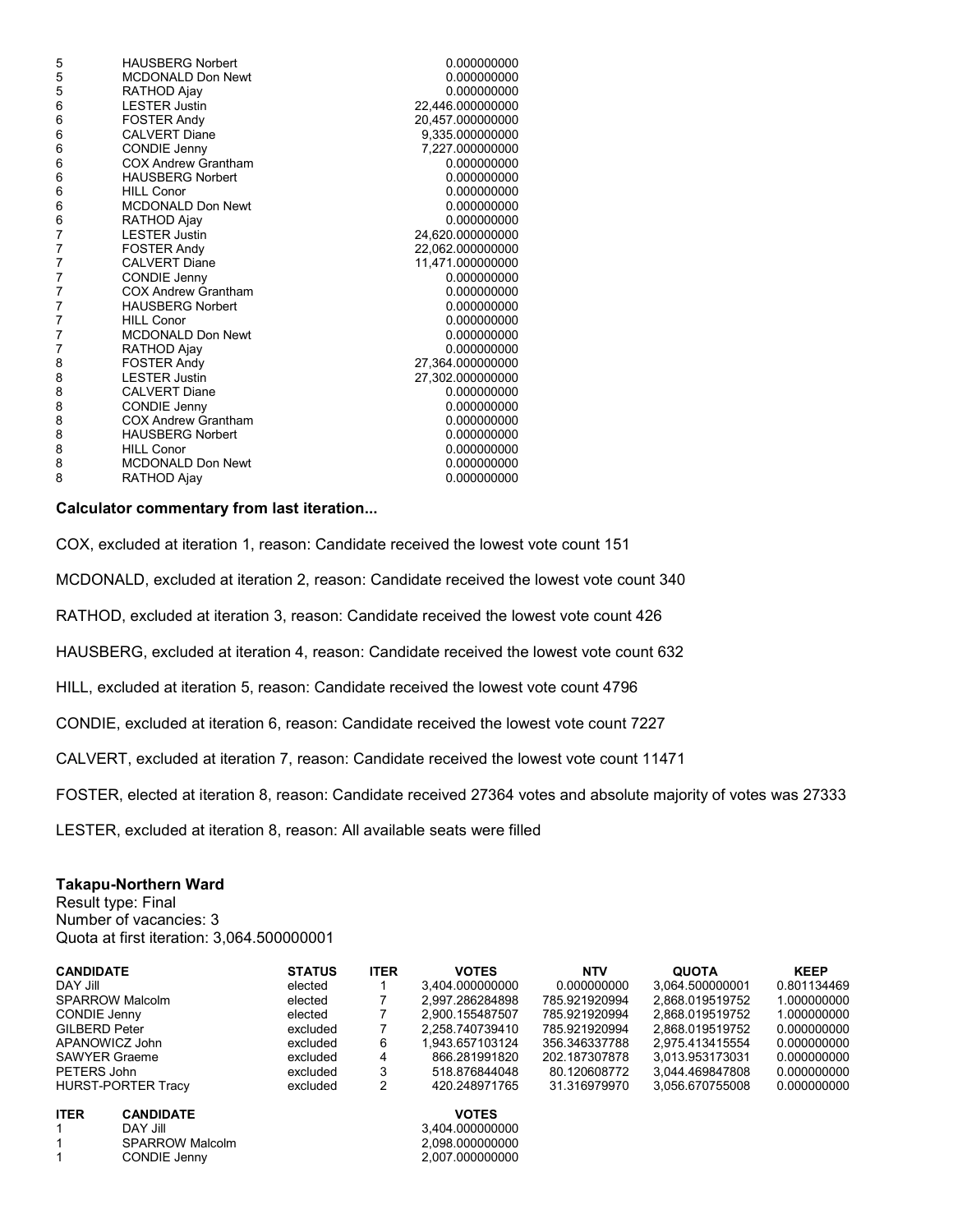| ITER | CANDIDATE | VOTES |
|---|---|---|
| 5 | HAUSBERG Norbert | 0.000000000 |
| 5 | MCDONALD Don Newt | 0.000000000 |
| 5 | RATHOD Ajay | 0.000000000 |
| 6 | LESTER Justin | 22,446.000000000 |
| 6 | FOSTER Andy | 20,457.000000000 |
| 6 | CALVERT Diane | 9,335.000000000 |
| 6 | CONDIE Jenny | 7,227.000000000 |
| 6 | COX Andrew Grantham | 0.000000000 |
| 6 | HAUSBERG Norbert | 0.000000000 |
| 6 | HILL Conor | 0.000000000 |
| 6 | MCDONALD Don Newt | 0.000000000 |
| 6 | RATHOD Ajay | 0.000000000 |
| 7 | LESTER Justin | 24,620.000000000 |
| 7 | FOSTER Andy | 22,062.000000000 |
| 7 | CALVERT Diane | 11,471.000000000 |
| 7 | CONDIE Jenny | 0.000000000 |
| 7 | COX Andrew Grantham | 0.000000000 |
| 7 | HAUSBERG Norbert | 0.000000000 |
| 7 | HILL Conor | 0.000000000 |
| 7 | MCDONALD Don Newt | 0.000000000 |
| 7 | RATHOD Ajay | 0.000000000 |
| 8 | FOSTER Andy | 27,364.000000000 |
| 8 | LESTER Justin | 27,302.000000000 |
| 8 | CALVERT Diane | 0.000000000 |
| 8 | CONDIE Jenny | 0.000000000 |
| 8 | COX Andrew Grantham | 0.000000000 |
| 8 | HAUSBERG Norbert | 0.000000000 |
| 8 | HILL Conor | 0.000000000 |
| 8 | MCDONALD Don Newt | 0.000000000 |
| 8 | RATHOD Ajay | 0.000000000 |

**Calculator commentary from last iteration...**

COX, excluded at iteration 1, reason: Candidate received the lowest vote count 151

MCDONALD, excluded at iteration 2, reason: Candidate received the lowest vote count 340

RATHOD, excluded at iteration 3, reason: Candidate received the lowest vote count 426

HAUSBERG, excluded at iteration 4, reason: Candidate received the lowest vote count 632

HILL, excluded at iteration 5, reason: Candidate received the lowest vote count 4796

CONDIE, excluded at iteration 6, reason: Candidate received the lowest vote count 7227

CALVERT, excluded at iteration 7, reason: Candidate received the lowest vote count 11471

FOSTER, elected at iteration 8, reason: Candidate received 27364 votes and absolute majority of votes was 27333

LESTER, excluded at iteration 8, reason: All available seats were filled

**Takapu-Northern Ward**

Result type: Final
Number of vacancies: 3
Quota at first iteration: 3,064.500000001

| CANDIDATE | STATUS | ITER | VOTES | NTV | QUOTA | KEEP |
|---|---|---|---|---|---|---|
| DAY Jill | elected | 1 | 3,404.000000000 | 0.000000000 | 3,064.500000001 | 0.801134469 |
| SPARROW Malcolm | elected | 7 | 2,997.286284898 | 785.921920994 | 2,868.019519752 | 1.000000000 |
| CONDIE Jenny | elected | 7 | 2,900.155487507 | 785.921920994 | 2,868.019519752 | 1.000000000 |
| GILBERD Peter | excluded | 7 | 2,258.740739410 | 785.921920994 | 2,868.019519752 | 0.000000000 |
| APANOWICZ John | excluded | 6 | 1,943.657103124 | 356.346337788 | 2,975.413415554 | 0.000000000 |
| SAWYER Graeme | excluded | 4 | 866.281991820 | 202.187307878 | 3,013.953173031 | 0.000000000 |
| PETERS John | excluded | 3 | 518.876844048 | 80.120608772 | 3,044.469847808 | 0.000000000 |
| HURST-PORTER Tracy | excluded | 2 | 420.248971765 | 31.316979970 | 3,056.670755008 | 0.000000000 |

| ITER | CANDIDATE | VOTES |
|---|---|---|
| 1 | DAY Jill | 3,404.000000000 |
| 1 | SPARROW Malcolm | 2,098.000000000 |
| 1 | CONDIE Jenny | 2,007.000000000 |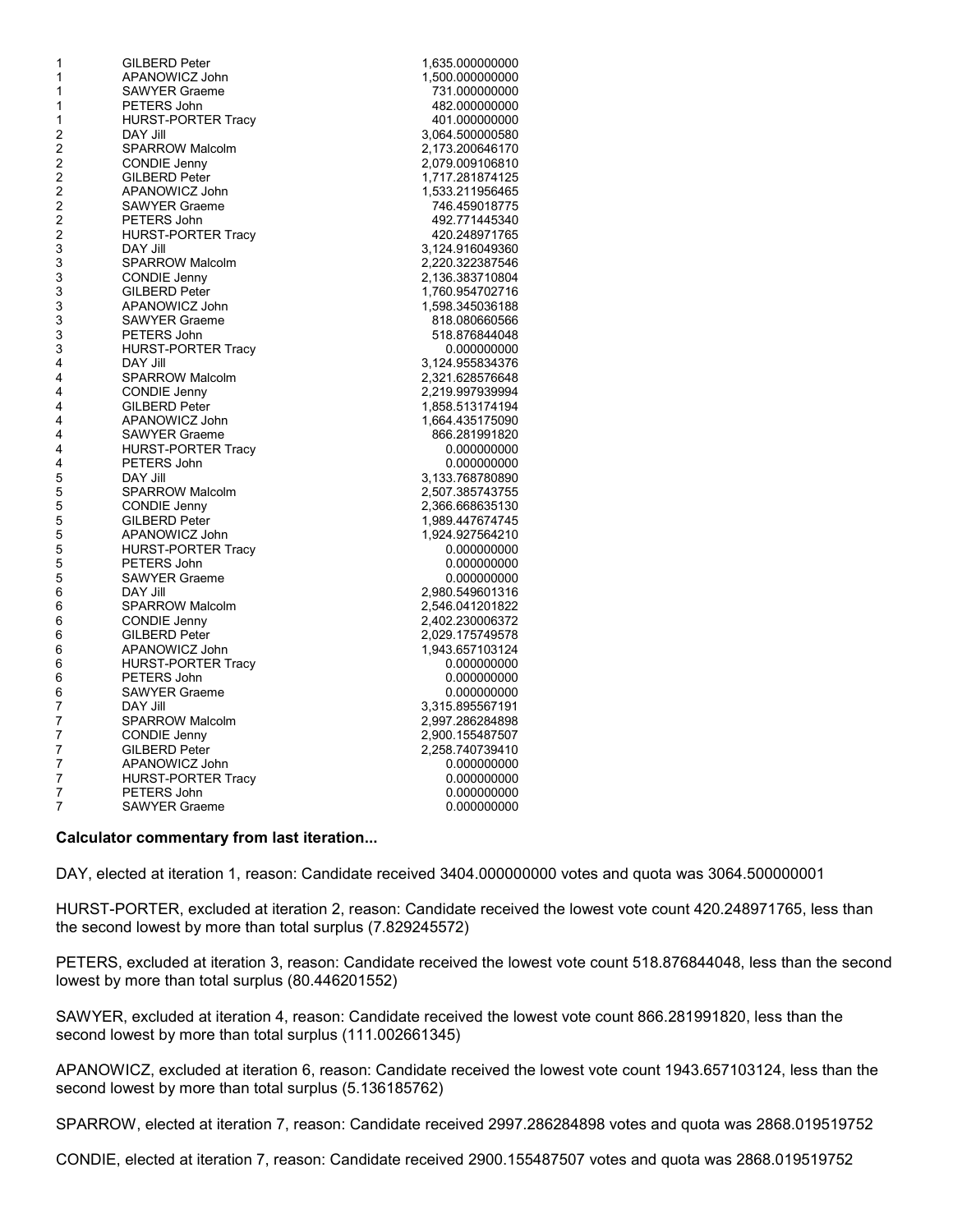| | | |
|---|---|---|
| 1 | GILBERD Peter | 1,635.000000000 |
| 1 | APANOWICZ John | 1,500.000000000 |
| 1 | SAWYER Graeme | 731.000000000 |
| 1 | PETERS John | 482.000000000 |
| 1 | HURST-PORTER Tracy | 401.000000000 |
| 2 | DAY Jill | 3,064.500000580 |
| 2 | SPARROW Malcolm | 2,173.200646170 |
| 2 | CONDIE Jenny | 2,079.009106810 |
| 2 | GILBERD Peter | 1,717.281874125 |
| 2 | APANOWICZ John | 1,533.211956465 |
| 2 | SAWYER Graeme | 746.459018775 |
| 2 | PETERS John | 492.771445340 |
| 2 | HURST-PORTER Tracy | 420.248971765 |
| 3 | DAY Jill | 3,124.916049360 |
| 3 | SPARROW Malcolm | 2,220.322387546 |
| 3 | CONDIE Jenny | 2,136.383710804 |
| 3 | GILBERD Peter | 1,760.954702716 |
| 3 | APANOWICZ John | 1,598.345036188 |
| 3 | SAWYER Graeme | 818.080660566 |
| 3 | PETERS John | 518.876844048 |
| 3 | HURST-PORTER Tracy | 0.000000000 |
| 4 | DAY Jill | 3,124.955834376 |
| 4 | SPARROW Malcolm | 2,321.628576648 |
| 4 | CONDIE Jenny | 2,219.997939994 |
| 4 | GILBERD Peter | 1,858.513174194 |
| 4 | APANOWICZ John | 1,664.435175090 |
| 4 | SAWYER Graeme | 866.281991820 |
| 4 | HURST-PORTER Tracy | 0.000000000 |
| 4 | PETERS John | 0.000000000 |
| 5 | DAY Jill | 3,133.768780890 |
| 5 | SPARROW Malcolm | 2,507.385743755 |
| 5 | CONDIE Jenny | 2,366.668635130 |
| 5 | GILBERD Peter | 1,989.447674745 |
| 5 | APANOWICZ John | 1,924.927564210 |
| 5 | HURST-PORTER Tracy | 0.000000000 |
| 5 | PETERS John | 0.000000000 |
| 5 | SAWYER Graeme | 0.000000000 |
| 6 | DAY Jill | 2,980.549601316 |
| 6 | SPARROW Malcolm | 2,546.041201822 |
| 6 | CONDIE Jenny | 2,402.230006372 |
| 6 | GILBERD Peter | 2,029.175749578 |
| 6 | APANOWICZ John | 1,943.657103124 |
| 6 | HURST-PORTER Tracy | 0.000000000 |
| 6 | PETERS John | 0.000000000 |
| 6 | SAWYER Graeme | 0.000000000 |
| 7 | DAY Jill | 3,315.895567191 |
| 7 | SPARROW Malcolm | 2,997.286284898 |
| 7 | CONDIE Jenny | 2,900.155487507 |
| 7 | GILBERD Peter | 2,258.740739410 |
| 7 | APANOWICZ John | 0.000000000 |
| 7 | HURST-PORTER Tracy | 0.000000000 |
| 7 | PETERS John | 0.000000000 |
| 7 | SAWYER Graeme | 0.000000000 |

**Calculator commentary from last iteration...**

DAY, elected at iteration 1, reason: Candidate received 3404.000000000 votes and quota was 3064.500000001

HURST-PORTER, excluded at iteration 2, reason: Candidate received the lowest vote count 420.248971765, less than the second lowest by more than total surplus (7.829245572)

PETERS, excluded at iteration 3, reason: Candidate received the lowest vote count 518.876844048, less than the second lowest by more than total surplus (80.446201552)

SAWYER, excluded at iteration 4, reason: Candidate received the lowest vote count 866.281991820, less than the second lowest by more than total surplus (111.002661345)

APANOWICZ, excluded at iteration 6, reason: Candidate received the lowest vote count 1943.657103124, less than the second lowest by more than total surplus (5.136185762)

SPARROW, elected at iteration 7, reason: Candidate received 2997.286284898 votes and quota was 2868.019519752

CONDIE, elected at iteration 7, reason: Candidate received 2900.155487507 votes and quota was 2868.019519752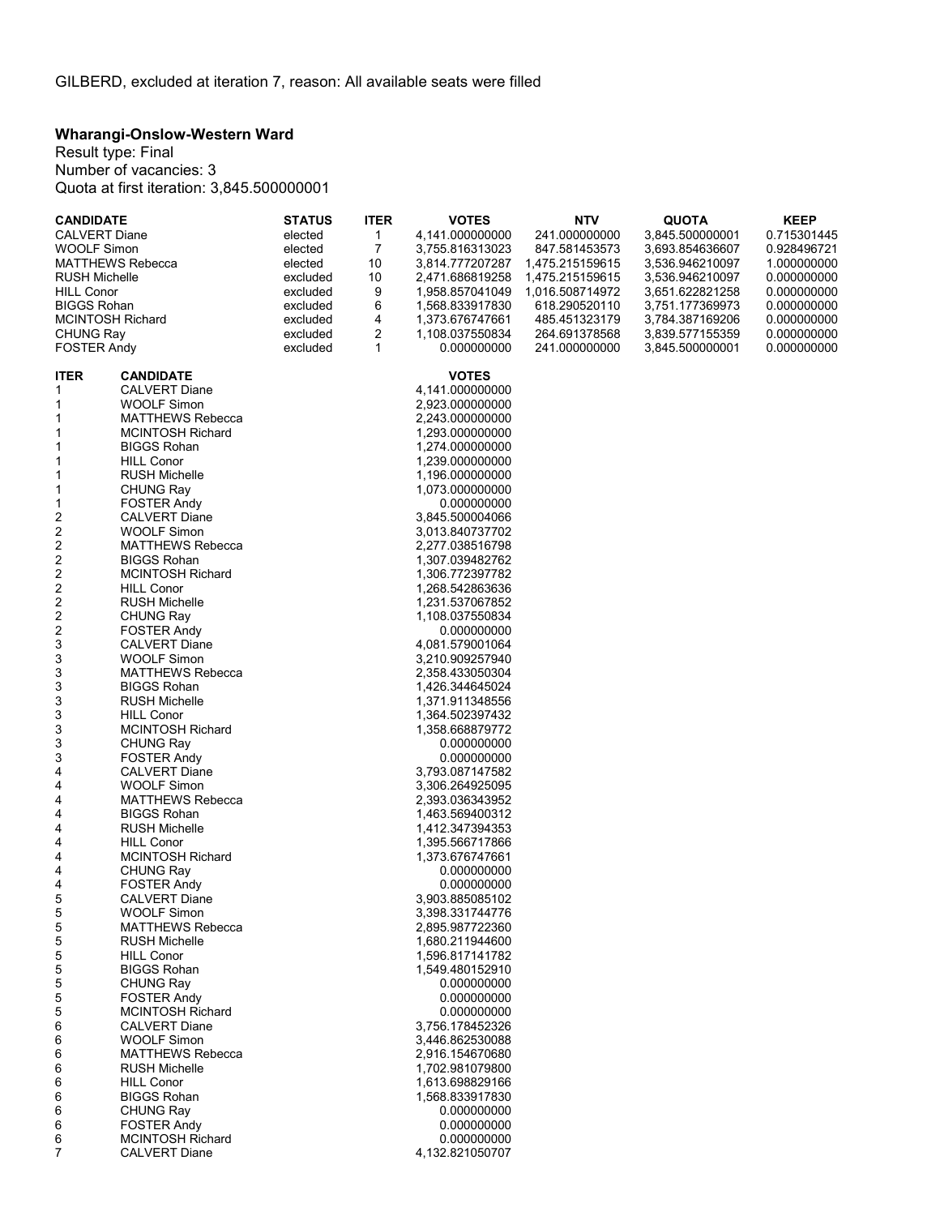GILBERD, excluded at iteration 7, reason: All available seats were filled

### Wharangi-Onslow-Western Ward

Result type: Final
Number of vacancies: 3
Quota at first iteration: 3,845.500000001

| CANDIDATE | STATUS | ITER | VOTES | NTV | QUOTA | KEEP |
|---|---|---|---|---|---|---|
| CALVERT Diane | elected | 1 | 4,141.000000000 | 241.000000000 | 3,845.500000001 | 0.715301445 |
| WOOLF Simon | elected | 7 | 3,755.816313023 | 847.581453573 | 3,693.854636607 | 0.928496721 |
| MATTHEWS Rebecca | elected | 10 | 3,814.777207287 | 1,475.215159615 | 3,536.946210097 | 1.000000000 |
| RUSH Michelle | excluded | 10 | 2,471.686819258 | 1,475.215159615 | 3,536.946210097 | 0.000000000 |
| HILL Conor | excluded | 9 | 1,958.857041049 | 1,016.508714972 | 3,651.622821258 | 0.000000000 |
| BIGGS Rohan | excluded | 6 | 1,568.833917830 | 618.290520110 | 3,751.177369973 | 0.000000000 |
| MCINTOSH Richard | excluded | 4 | 1,373.676747661 | 485.451323179 | 3,784.387169206 | 0.000000000 |
| CHUNG Ray | excluded | 2 | 1,108.037550834 | 264.691378568 | 3,839.577155359 | 0.000000000 |
| FOSTER Andy | excluded | 1 | 0.000000000 | 241.000000000 | 3,845.500000001 | 0.000000000 |

| ITER | CANDIDATE | VOTES |
|---|---|---|
| 1 | CALVERT Diane | 4,141.000000000 |
| 1 | WOOLF Simon | 2,923.000000000 |
| 1 | MATTHEWS Rebecca | 2,243.000000000 |
| 1 | MCINTOSH Richard | 1,293.000000000 |
| 1 | BIGGS Rohan | 1,274.000000000 |
| 1 | HILL Conor | 1,239.000000000 |
| 1 | RUSH Michelle | 1,196.000000000 |
| 1 | CHUNG Ray | 1,073.000000000 |
| 1 | FOSTER Andy | 0.000000000 |
| 2 | CALVERT Diane | 3,845.500004066 |
| 2 | WOOLF Simon | 3,013.840737702 |
| 2 | MATTHEWS Rebecca | 2,277.038516798 |
| 2 | BIGGS Rohan | 1,307.039482762 |
| 2 | MCINTOSH Richard | 1,306.772397782 |
| 2 | HILL Conor | 1,268.542863636 |
| 2 | RUSH Michelle | 1,231.537067852 |
| 2 | CHUNG Ray | 1,108.037550834 |
| 2 | FOSTER Andy | 0.000000000 |
| 3 | CALVERT Diane | 4,081.579001064 |
| 3 | WOOLF Simon | 3,210.909257940 |
| 3 | MATTHEWS Rebecca | 2,358.433050304 |
| 3 | BIGGS Rohan | 1,426.344645024 |
| 3 | RUSH Michelle | 1,371.911348556 |
| 3 | HILL Conor | 1,364.502397432 |
| 3 | MCINTOSH Richard | 1,358.668879772 |
| 3 | CHUNG Ray | 0.000000000 |
| 3 | FOSTER Andy | 0.000000000 |
| 4 | CALVERT Diane | 3,793.087147582 |
| 4 | WOOLF Simon | 3,306.264925095 |
| 4 | MATTHEWS Rebecca | 2,393.036343952 |
| 4 | BIGGS Rohan | 1,463.569400312 |
| 4 | RUSH Michelle | 1,412.347394353 |
| 4 | HILL Conor | 1,395.566717866 |
| 4 | MCINTOSH Richard | 1,373.676747661 |
| 4 | CHUNG Ray | 0.000000000 |
| 4 | FOSTER Andy | 0.000000000 |
| 5 | CALVERT Diane | 3,903.885085102 |
| 5 | WOOLF Simon | 3,398.331744776 |
| 5 | MATTHEWS Rebecca | 2,895.987722360 |
| 5 | RUSH Michelle | 1,680.211944600 |
| 5 | HILL Conor | 1,596.817141782 |
| 5 | BIGGS Rohan | 1,549.480152910 |
| 5 | CHUNG Ray | 0.000000000 |
| 5 | FOSTER Andy | 0.000000000 |
| 5 | MCINTOSH Richard | 0.000000000 |
| 6 | CALVERT Diane | 3,756.178452326 |
| 6 | WOOLF Simon | 3,446.862530088 |
| 6 | MATTHEWS Rebecca | 2,916.154670680 |
| 6 | RUSH Michelle | 1,702.981079800 |
| 6 | HILL Conor | 1,613.698829166 |
| 6 | BIGGS Rohan | 1,568.833917830 |
| 6 | CHUNG Ray | 0.000000000 |
| 6 | FOSTER Andy | 0.000000000 |
| 6 | MCINTOSH Richard | 0.000000000 |
| 7 | CALVERT Diane | 4,132.821050707 |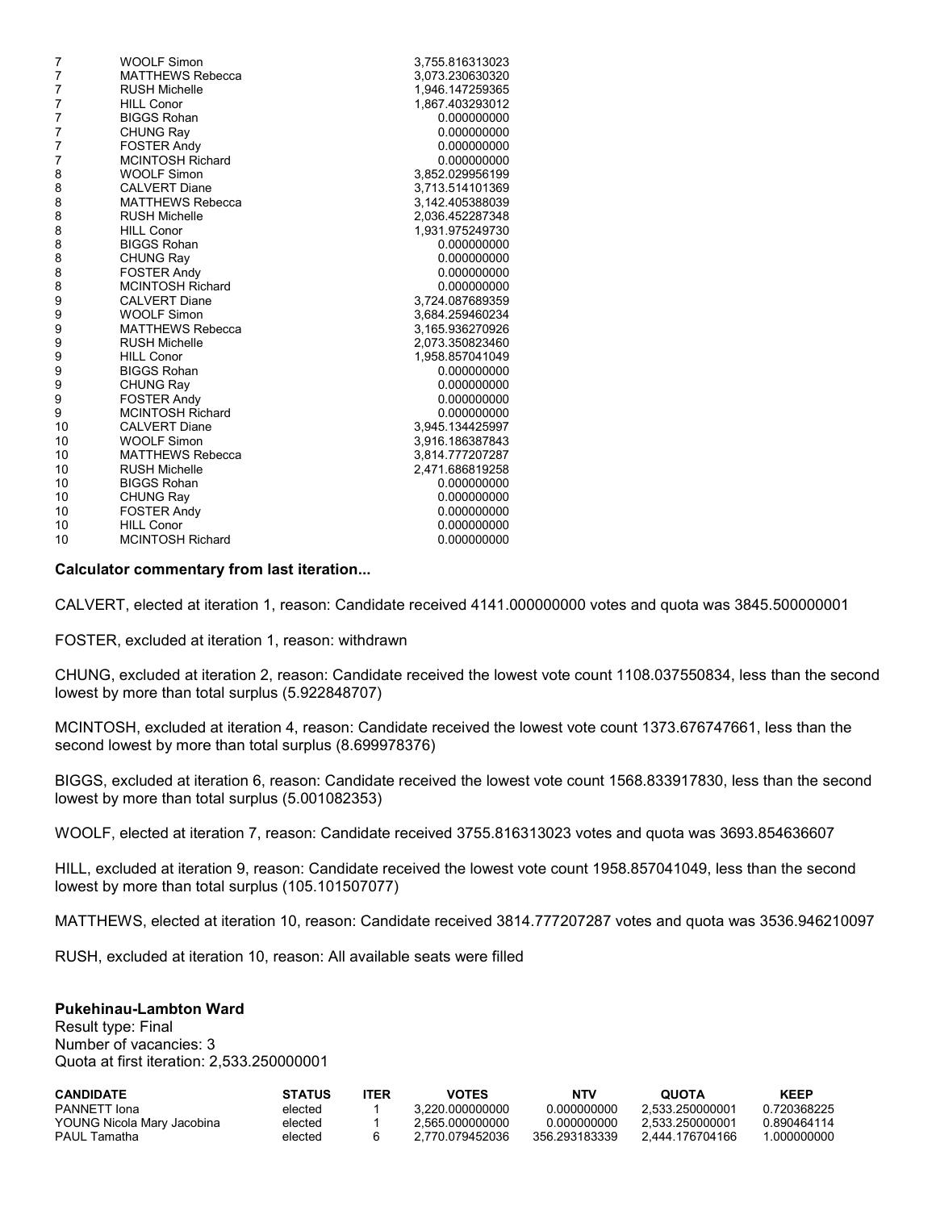| | | |
|---|---|---|
| 7 | WOOLF Simon | 3,755.816313023 |
| 7 | MATTHEWS Rebecca | 3,073.230630320 |
| 7 | RUSH Michelle | 1,946.147259365 |
| 7 | HILL Conor | 1,867.403293012 |
| 7 | BIGGS Rohan | 0.000000000 |
| 7 | CHUNG Ray | 0.000000000 |
| 7 | FOSTER Andy | 0.000000000 |
| 7 | MCINTOSH Richard | 0.000000000 |
| 8 | WOOLF Simon | 3,852.029956199 |
| 8 | CALVERT Diane | 3,713.514101369 |
| 8 | MATTHEWS Rebecca | 3,142.405388039 |
| 8 | RUSH Michelle | 2,036.452287348 |
| 8 | HILL Conor | 1,931.975249730 |
| 8 | BIGGS Rohan | 0.000000000 |
| 8 | CHUNG Ray | 0.000000000 |
| 8 | FOSTER Andy | 0.000000000 |
| 8 | MCINTOSH Richard | 0.000000000 |
| 9 | CALVERT Diane | 3,724.087689359 |
| 9 | WOOLF Simon | 3,684.259460234 |
| 9 | MATTHEWS Rebecca | 3,165.936270926 |
| 9 | RUSH Michelle | 2,073.350823460 |
| 9 | HILL Conor | 1,958.857041049 |
| 9 | BIGGS Rohan | 0.000000000 |
| 9 | CHUNG Ray | 0.000000000 |
| 9 | FOSTER Andy | 0.000000000 |
| 9 | MCINTOSH Richard | 0.000000000 |
| 10 | CALVERT Diane | 3,945.134425997 |
| 10 | WOOLF Simon | 3,916.186387843 |
| 10 | MATTHEWS Rebecca | 3,814.777207287 |
| 10 | RUSH Michelle | 2,471.686819258 |
| 10 | BIGGS Rohan | 0.000000000 |
| 10 | CHUNG Ray | 0.000000000 |
| 10 | FOSTER Andy | 0.000000000 |
| 10 | HILL Conor | 0.000000000 |
| 10 | MCINTOSH Richard | 0.000000000 |

**Calculator commentary from last iteration...**

CALVERT, elected at iteration 1, reason: Candidate received 4141.000000000 votes and quota was 3845.500000001

FOSTER, excluded at iteration 1, reason: withdrawn

CHUNG, excluded at iteration 2, reason: Candidate received the lowest vote count 1108.037550834, less than the second lowest by more than total surplus (5.922848707)

MCINTOSH, excluded at iteration 4, reason: Candidate received the lowest vote count 1373.676747661, less than the second lowest by more than total surplus (8.699978376)

BIGGS, excluded at iteration 6, reason: Candidate received the lowest vote count 1568.833917830, less than the second lowest by more than total surplus (5.001082353)

WOOLF, elected at iteration 7, reason: Candidate received 3755.816313023 votes and quota was 3693.854636607

HILL, excluded at iteration 9, reason: Candidate received the lowest vote count 1958.857041049, less than the second lowest by more than total surplus (105.101507077)

MATTHEWS, elected at iteration 10, reason: Candidate received 3814.777207287 votes and quota was 3536.946210097

RUSH, excluded at iteration 10, reason: All available seats were filled

**Pukehinau-Lambton Ward**

Result type: Final
Number of vacancies: 3
Quota at first iteration: 2,533.250000001

| CANDIDATE | STATUS | ITER | VOTES | NTV | QUOTA | KEEP |
|---|---|---|---|---|---|---|
| PANNETT Iona | elected | 1 | 3,220.000000000 | 0.000000000 | 2,533.250000001 | 0.720368225 |
| YOUNG Nicola Mary Jacobina | elected | 1 | 2,565.000000000 | 0.000000000 | 2,533.250000001 | 0.890464114 |
| PAUL Tamatha | elected | 6 | 2,770.079452036 | 356.293183339 | 2,444.176704166 | 1.000000000 |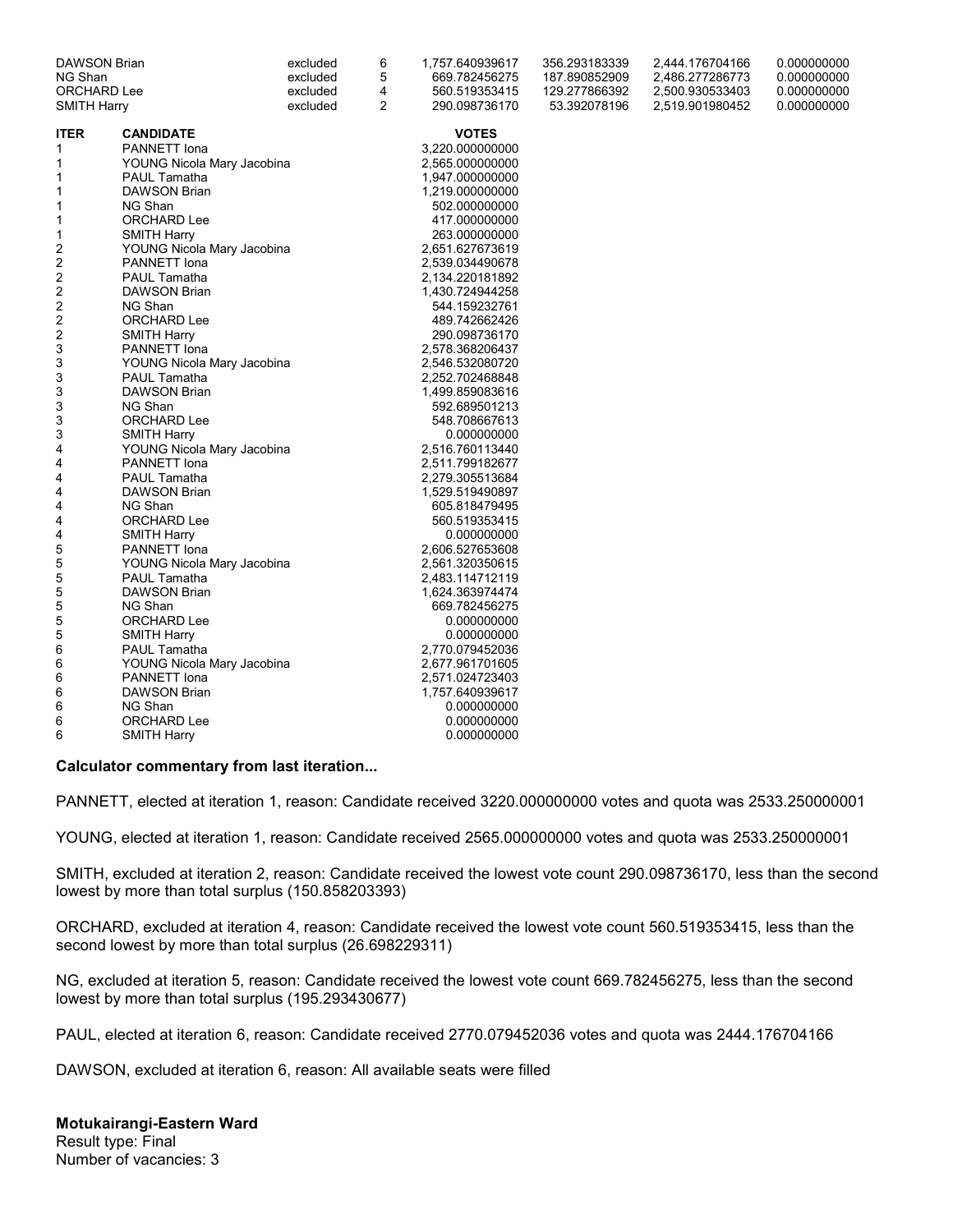| | | | | | | |
|---|---|---|---|---|---|---|
| DAWSON Brian | excluded | 6 | 1,757.640939617 | 356.293183339 | 2,444.176704166 | 0.000000000 |
| NG Shan | excluded | 5 | 669.782456275 | 187.890852909 | 2,486.277286773 | 0.000000000 |
| ORCHARD Lee | excluded | 4 | 560.519353415 | 129.277866392 | 2,500.930533403 | 0.000000000 |
| SMITH Harry | excluded | 2 | 290.098736170 | 53.392078196 | 2,519.901980452 | 0.000000000 |

| ITER | CANDIDATE | VOTES |
|---|---|---|
| 1 | PANNETT Iona | 3,220.000000000 |
| 1 | YOUNG Nicola Mary Jacobina | 2,565.000000000 |
| 1 | PAUL Tamatha | 1,947.000000000 |
| 1 | DAWSON Brian | 1,219.000000000 |
| 1 | NG Shan | 502.000000000 |
| 1 | ORCHARD Lee | 417.000000000 |
| 1 | SMITH Harry | 263.000000000 |
| 2 | YOUNG Nicola Mary Jacobina | 2,651.627673619 |
| 2 | PANNETT Iona | 2,539.034490678 |
| 2 | PAUL Tamatha | 2,134.220181892 |
| 2 | DAWSON Brian | 1,430.724944258 |
| 2 | NG Shan | 544.159232761 |
| 2 | ORCHARD Lee | 489.742662426 |
| 2 | SMITH Harry | 290.098736170 |
| 3 | PANNETT Iona | 2,578.368206437 |
| 3 | YOUNG Nicola Mary Jacobina | 2,546.532080720 |
| 3 | PAUL Tamatha | 2,252.702468848 |
| 3 | DAWSON Brian | 1,499.859083616 |
| 3 | NG Shan | 592.689501213 |
| 3 | ORCHARD Lee | 548.708667613 |
| 3 | SMITH Harry | 0.000000000 |
| 4 | YOUNG Nicola Mary Jacobina | 2,516.760113440 |
| 4 | PANNETT Iona | 2,511.799182677 |
| 4 | PAUL Tamatha | 2,279.305513684 |
| 4 | DAWSON Brian | 1,529.519490897 |
| 4 | NG Shan | 605.818479495 |
| 4 | ORCHARD Lee | 560.519353415 |
| 4 | SMITH Harry | 0.000000000 |
| 5 | PANNETT Iona | 2,606.527653608 |
| 5 | YOUNG Nicola Mary Jacobina | 2,561.320350615 |
| 5 | PAUL Tamatha | 2,483.114712119 |
| 5 | DAWSON Brian | 1,624.363974474 |
| 5 | NG Shan | 669.782456275 |
| 5 | ORCHARD Lee | 0.000000000 |
| 5 | SMITH Harry | 0.000000000 |
| 6 | PAUL Tamatha | 2,770.079452036 |
| 6 | YOUNG Nicola Mary Jacobina | 2,677.961701605 |
| 6 | PANNETT Iona | 2,571.024723403 |
| 6 | DAWSON Brian | 1,757.640939617 |
| 6 | NG Shan | 0.000000000 |
| 6 | ORCHARD Lee | 0.000000000 |
| 6 | SMITH Harry | 0.000000000 |

**Calculator commentary from last iteration...**

PANNETT, elected at iteration 1, reason: Candidate received 3220.000000000 votes and quota was 2533.250000001

YOUNG, elected at iteration 1, reason: Candidate received 2565.000000000 votes and quota was 2533.250000001

SMITH, excluded at iteration 2, reason: Candidate received the lowest vote count 290.098736170, less than the second lowest by more than total surplus (150.858203393)

ORCHARD, excluded at iteration 4, reason: Candidate received the lowest vote count 560.519353415, less than the second lowest by more than total surplus (26.698229311)

NG, excluded at iteration 5, reason: Candidate received the lowest vote count 669.782456275, less than the second lowest by more than total surplus (195.293430677)

PAUL, elected at iteration 6, reason: Candidate received 2770.079452036 votes and quota was 2444.176704166

DAWSON, excluded at iteration 6, reason: All available seats were filled

**Motukairangi-Eastern Ward**
Result type: Final
Number of vacancies: 3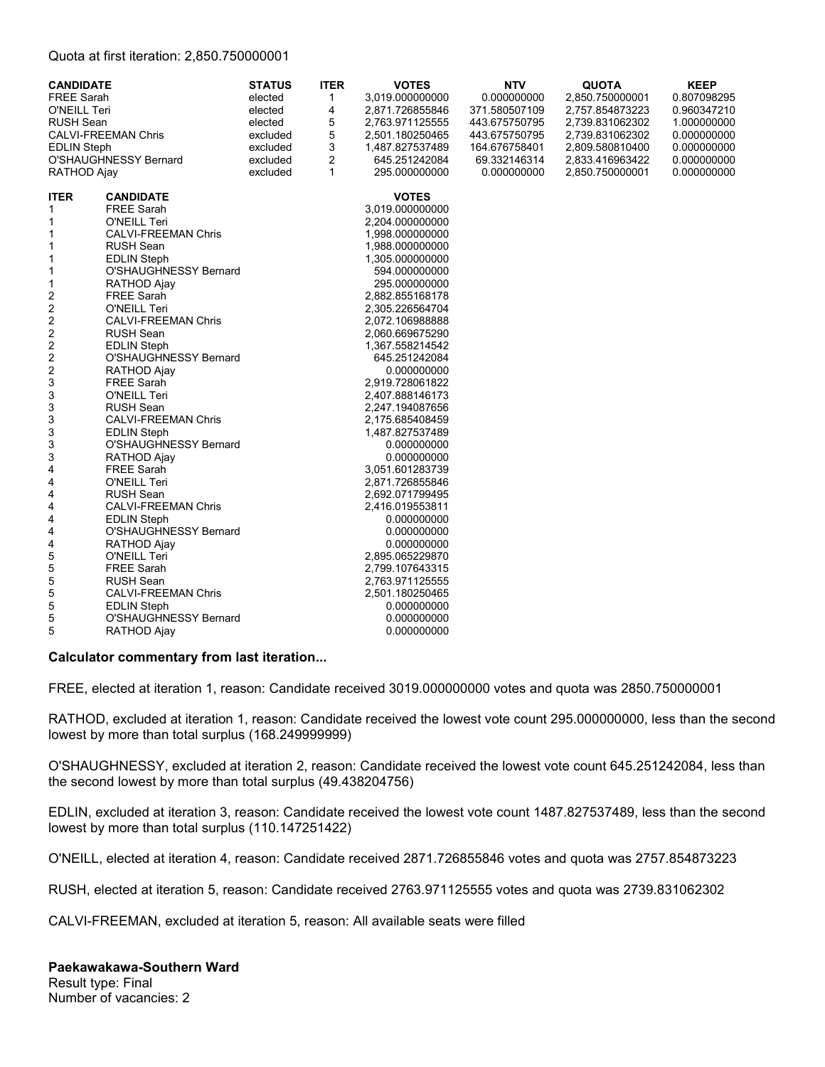Quota at first iteration: 2,850.750000001

| CANDIDATE | STATUS | ITER | VOTES | NTV | QUOTA | KEEP |
|---|---|---|---|---|---|---|
| FREE Sarah | elected | 1 | 3,019.000000000 | 0.000000000 | 2,850.750000001 | 0.807098295 |
| O'NEILL Teri | elected | 4 | 2,871.726855846 | 371.580507109 | 2,757.854873223 | 0.960347210 |
| RUSH Sean | elected | 5 | 2,763.971125555 | 443.675750795 | 2,739.831062302 | 1.000000000 |
| CALVI-FREEMAN Chris | excluded | 5 | 2,501.180250465 | 443.675750795 | 2,739.831062302 | 0.000000000 |
| EDLIN Steph | excluded | 3 | 1,487.827537489 | 164.676758401 | 2,809.580810400 | 0.000000000 |
| O'SHAUGHNESSY Bernard | excluded | 2 | 645.251242084 | 69.332146314 | 2,833.416963422 | 0.000000000 |
| RATHOD Ajay | excluded | 1 | 295.000000000 | 0.000000000 | 2,850.750000001 | 0.000000000 |

| ITER | CANDIDATE | VOTES |
|---|---|---|
| 1 | FREE Sarah | 3,019.000000000 |
| 1 | O'NEILL Teri | 2,204.000000000 |
| 1 | CALVI-FREEMAN Chris | 1,998.000000000 |
| 1 | RUSH Sean | 1,988.000000000 |
| 1 | EDLIN Steph | 1,305.000000000 |
| 1 | O'SHAUGHNESSY Bernard | 594.000000000 |
| 1 | RATHOD Ajay | 295.000000000 |
| 2 | FREE Sarah | 2,882.855168178 |
| 2 | O'NEILL Teri | 2,305.226564704 |
| 2 | CALVI-FREEMAN Chris | 2,072.106988888 |
| 2 | RUSH Sean | 2,060.669675290 |
| 2 | EDLIN Steph | 1,367.558214542 |
| 2 | O'SHAUGHNESSY Bernard | 645.251242084 |
| 2 | RATHOD Ajay | 0.000000000 |
| 3 | FREE Sarah | 2,919.728061822 |
| 3 | O'NEILL Teri | 2,407.888146173 |
| 3 | RUSH Sean | 2,247.194087656 |
| 3 | CALVI-FREEMAN Chris | 2,175.685408459 |
| 3 | EDLIN Steph | 1,487.827537489 |
| 3 | O'SHAUGHNESSY Bernard | 0.000000000 |
| 3 | RATHOD Ajay | 0.000000000 |
| 4 | FREE Sarah | 3,051.601283739 |
| 4 | O'NEILL Teri | 2,871.726855846 |
| 4 | RUSH Sean | 2,692.071799495 |
| 4 | CALVI-FREEMAN Chris | 2,416.019553811 |
| 4 | EDLIN Steph | 0.000000000 |
| 4 | O'SHAUGHNESSY Bernard | 0.000000000 |
| 4 | RATHOD Ajay | 0.000000000 |
| 5 | O'NEILL Teri | 2,895.065229870 |
| 5 | FREE Sarah | 2,799.107643315 |
| 5 | RUSH Sean | 2,763.971125555 |
| 5 | CALVI-FREEMAN Chris | 2,501.180250465 |
| 5 | EDLIN Steph | 0.000000000 |
| 5 | O'SHAUGHNESSY Bernard | 0.000000000 |
| 5 | RATHOD Ajay | 0.000000000 |

**Calculator commentary from last iteration...**

FREE, elected at iteration 1, reason: Candidate received 3019.000000000 votes and quota was 2850.750000001

RATHOD, excluded at iteration 1, reason: Candidate received the lowest vote count 295.000000000, less than the second lowest by more than total surplus (168.249999999)

O'SHAUGHNESSY, excluded at iteration 2, reason: Candidate received the lowest vote count 645.251242084, less than the second lowest by more than total surplus (49.438204756)

EDLIN, excluded at iteration 3, reason: Candidate received the lowest vote count 1487.827537489, less than the second lowest by more than total surplus (110.147251422)

O'NEILL, elected at iteration 4, reason: Candidate received 2871.726855846 votes and quota was 2757.854873223

RUSH, elected at iteration 5, reason: Candidate received 2763.971125555 votes and quota was 2739.831062302

CALVI-FREEMAN, excluded at iteration 5, reason: All available seats were filled

**Paekawakawa-Southern Ward**
Result type: Final
Number of vacancies: 2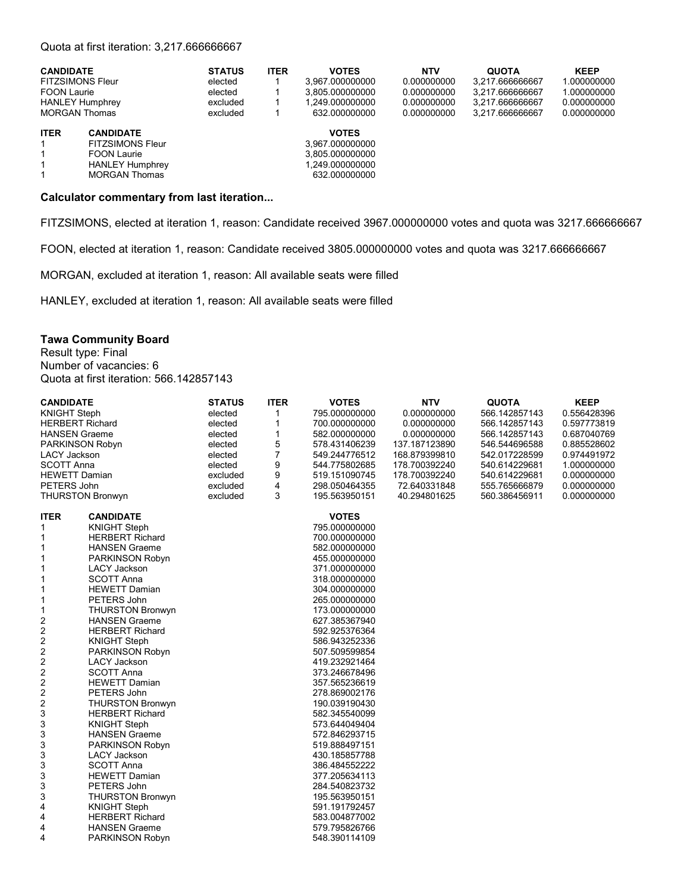Quota at first iteration: 3,217.666666667

| CANDIDATE | STATUS | ITER | VOTES | NTV | QUOTA | KEEP |
|---|---|---|---|---|---|---|
| FITZSIMONS Fleur | elected | 1 | 3,967.000000000 | 0.000000000 | 3,217.666666667 | 1.000000000 |
| FOON Laurie | elected | 1 | 3,805.000000000 | 0.000000000 | 3,217.666666667 | 1.000000000 |
| HANLEY Humphrey | excluded | 1 | 1,249.000000000 | 0.000000000 | 3,217.666666667 | 0.000000000 |
| MORGAN Thomas | excluded | 1 | 632.000000000 | 0.000000000 | 3,217.666666667 | 0.000000000 |

| ITER | CANDIDATE | VOTES |
|---|---|---|
| 1 | FITZSIMONS Fleur | 3,967.000000000 |
| 1 | FOON Laurie | 3,805.000000000 |
| 1 | HANLEY Humphrey | 1,249.000000000 |
| 1 | MORGAN Thomas | 632.000000000 |

**Calculator commentary from last iteration...**

FITZSIMONS, elected at iteration 1, reason: Candidate received 3967.000000000 votes and quota was 3217.666666667

FOON, elected at iteration 1, reason: Candidate received 3805.000000000 votes and quota was 3217.666666667

MORGAN, excluded at iteration 1, reason: All available seats were filled

HANLEY, excluded at iteration 1, reason: All available seats were filled

### Tawa Community Board

Result type: Final
Number of vacancies: 6
Quota at first iteration: 566.142857143

| CANDIDATE | STATUS | ITER | VOTES | NTV | QUOTA | KEEP |
|---|---|---|---|---|---|---|
| KNIGHT Steph | elected | 1 | 795.000000000 | 0.000000000 | 566.142857143 | 0.556428396 |
| HERBERT Richard | elected | 1 | 700.000000000 | 0.000000000 | 566.142857143 | 0.597773819 |
| HANSEN Graeme | elected | 1 | 582.000000000 | 0.000000000 | 566.142857143 | 0.687040769 |
| PARKINSON Robyn | elected | 5 | 578.431406239 | 137.187123890 | 546.544696588 | 0.885528602 |
| LACY Jackson | elected | 7 | 549.244776512 | 168.879399810 | 542.017228599 | 0.974491972 |
| SCOTT Anna | elected | 9 | 544.775802685 | 178.700392240 | 540.614229681 | 1.000000000 |
| HEWETT Damian | excluded | 9 | 519.151090745 | 178.700392240 | 540.614229681 | 0.000000000 |
| PETERS John | excluded | 4 | 298.050464355 | 72.640331848 | 555.765666879 | 0.000000000 |
| THURSTON Bronwyn | excluded | 3 | 195.563950151 | 40.294801625 | 560.386456911 | 0.000000000 |

| ITER | CANDIDATE | VOTES |
|---|---|---|
| 1 | KNIGHT Steph | 795.000000000 |
| 1 | HERBERT Richard | 700.000000000 |
| 1 | HANSEN Graeme | 582.000000000 |
| 1 | PARKINSON Robyn | 455.000000000 |
| 1 | LACY Jackson | 371.000000000 |
| 1 | SCOTT Anna | 318.000000000 |
| 1 | HEWETT Damian | 304.000000000 |
| 1 | PETERS John | 265.000000000 |
| 1 | THURSTON Bronwyn | 173.000000000 |
| 2 | HANSEN Graeme | 627.385367940 |
| 2 | HERBERT Richard | 592.925376364 |
| 2 | KNIGHT Steph | 586.943252336 |
| 2 | PARKINSON Robyn | 507.509599854 |
| 2 | LACY Jackson | 419.232921464 |
| 2 | SCOTT Anna | 373.246678496 |
| 2 | HEWETT Damian | 357.565236619 |
| 2 | PETERS John | 278.869002176 |
| 2 | THURSTON Bronwyn | 190.039190430 |
| 3 | HERBERT Richard | 582.345540099 |
| 3 | KNIGHT Steph | 573.644049404 |
| 3 | HANSEN Graeme | 572.846293715 |
| 3 | PARKINSON Robyn | 519.888497151 |
| 3 | LACY Jackson | 430.185857788 |
| 3 | SCOTT Anna | 386.484552222 |
| 3 | HEWETT Damian | 377.205634113 |
| 3 | PETERS John | 284.540823732 |
| 3 | THURSTON Bronwyn | 195.563950151 |
| 4 | KNIGHT Steph | 591.191792457 |
| 4 | HERBERT Richard | 583.004877002 |
| 4 | HANSEN Graeme | 579.795826766 |
| 4 | PARKINSON Robyn | 548.390114109 |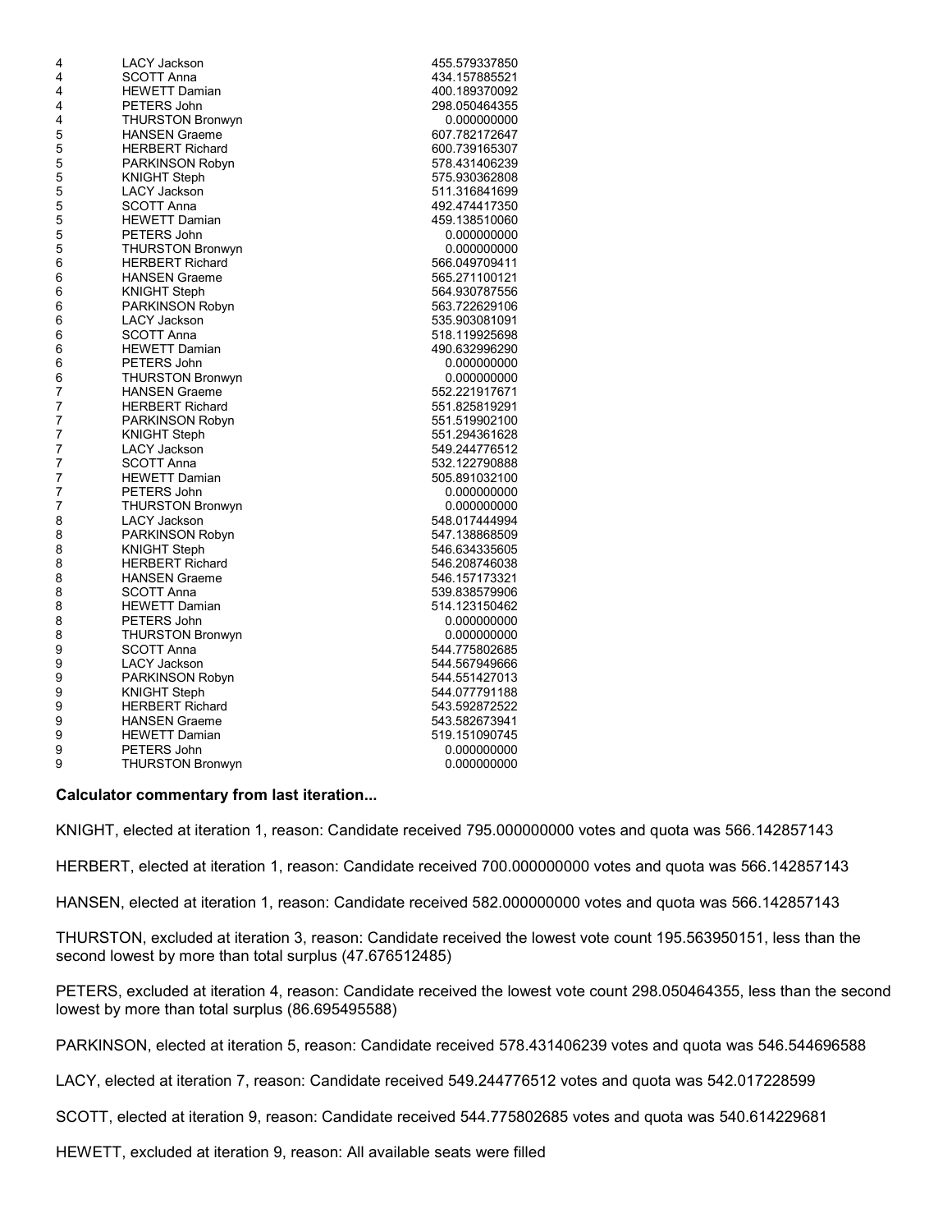| | | |
|---|---|---|
| 4 | LACY Jackson | 455.579337850 |
| 4 | SCOTT Anna | 434.157885521 |
| 4 | HEWETT Damian | 400.189370092 |
| 4 | PETERS John | 298.050464355 |
| 4 | THURSTON Bronwyn | 0.000000000 |
| 5 | HANSEN Graeme | 607.782172647 |
| 5 | HERBERT Richard | 600.739165307 |
| 5 | PARKINSON Robyn | 578.431406239 |
| 5 | KNIGHT Steph | 575.930362808 |
| 5 | LACY Jackson | 511.316841699 |
| 5 | SCOTT Anna | 492.474417350 |
| 5 | HEWETT Damian | 459.138510060 |
| 5 | PETERS John | 0.000000000 |
| 5 | THURSTON Bronwyn | 0.000000000 |
| 6 | HERBERT Richard | 566.049709411 |
| 6 | HANSEN Graeme | 565.271100121 |
| 6 | KNIGHT Steph | 564.930787556 |
| 6 | PARKINSON Robyn | 563.722629106 |
| 6 | LACY Jackson | 535.903081091 |
| 6 | SCOTT Anna | 518.119925698 |
| 6 | HEWETT Damian | 490.632996290 |
| 6 | PETERS John | 0.000000000 |
| 6 | THURSTON Bronwyn | 0.000000000 |
| 7 | HANSEN Graeme | 552.221917671 |
| 7 | HERBERT Richard | 551.825819291 |
| 7 | PARKINSON Robyn | 551.519902100 |
| 7 | KNIGHT Steph | 551.294361628 |
| 7 | LACY Jackson | 549.244776512 |
| 7 | SCOTT Anna | 532.122790888 |
| 7 | HEWETT Damian | 505.891032100 |
| 7 | PETERS John | 0.000000000 |
| 7 | THURSTON Bronwyn | 0.000000000 |
| 8 | LACY Jackson | 548.017444994 |
| 8 | PARKINSON Robyn | 547.138868509 |
| 8 | KNIGHT Steph | 546.634335605 |
| 8 | HERBERT Richard | 546.208746038 |
| 8 | HANSEN Graeme | 546.157173321 |
| 8 | SCOTT Anna | 539.838579906 |
| 8 | HEWETT Damian | 514.123150462 |
| 8 | PETERS John | 0.000000000 |
| 8 | THURSTON Bronwyn | 0.000000000 |
| 9 | SCOTT Anna | 544.775802685 |
| 9 | LACY Jackson | 544.567949666 |
| 9 | PARKINSON Robyn | 544.551427013 |
| 9 | KNIGHT Steph | 544.077791188 |
| 9 | HERBERT Richard | 543.592872522 |
| 9 | HANSEN Graeme | 543.582673941 |
| 9 | HEWETT Damian | 519.151090745 |
| 9 | PETERS John | 0.000000000 |
| 9 | THURSTON Bronwyn | 0.000000000 |

**Calculator commentary from last iteration...**

KNIGHT, elected at iteration 1, reason: Candidate received 795.000000000 votes and quota was 566.142857143

HERBERT, elected at iteration 1, reason: Candidate received 700.000000000 votes and quota was 566.142857143

HANSEN, elected at iteration 1, reason: Candidate received 582.000000000 votes and quota was 566.142857143

THURSTON, excluded at iteration 3, reason: Candidate received the lowest vote count 195.563950151, less than the second lowest by more than total surplus (47.676512485)

PETERS, excluded at iteration 4, reason: Candidate received the lowest vote count 298.050464355, less than the second lowest by more than total surplus (86.695495588)

PARKINSON, elected at iteration 5, reason: Candidate received 578.431406239 votes and quota was 546.544696588

LACY, elected at iteration 7, reason: Candidate received 549.244776512 votes and quota was 542.017228599

SCOTT, elected at iteration 9, reason: Candidate received 544.775802685 votes and quota was 540.614229681

HEWETT, excluded at iteration 9, reason: All available seats were filled